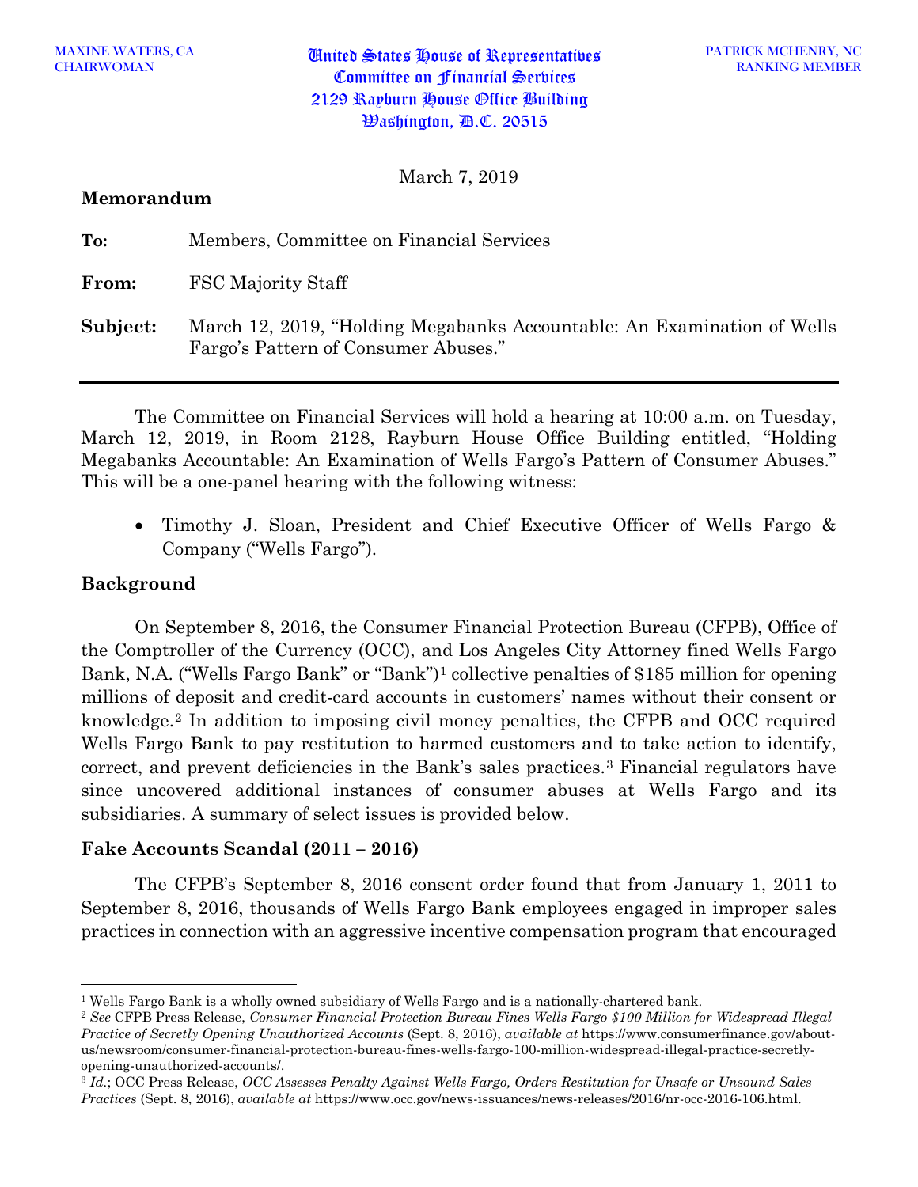MAXINE WATERS, CA
CHAIRWOMAN

United States House of Representatives
Committee on Financial Services
2129 Rayburn House Office Building
Washington, D.C. 20515

PATRICK MCHENRY, NC
RANKING MEMBER

March 7, 2019

**Memorandum**

**To:** Members, Committee on Financial Services

**From:** FSC Majority Staff

**Subject:** March 12, 2019, "Holding Megabanks Accountable: An Examination of Wells Fargo's Pattern of Consumer Abuses."

---

The Committee on Financial Services will hold a hearing at 10:00 a.m. on Tuesday, March 12, 2019, in Room 2128, Rayburn House Office Building entitled, "Holding Megabanks Accountable: An Examination of Wells Fargo's Pattern of Consumer Abuses." This will be a one-panel hearing with the following witness:

- Timothy J. Sloan, President and Chief Executive Officer of Wells Fargo & Company ("Wells Fargo").

**Background**

On September 8, 2016, the Consumer Financial Protection Bureau (CFPB), Office of the Comptroller of the Currency (OCC), and Los Angeles City Attorney fined Wells Fargo Bank, N.A. ("Wells Fargo Bank" or "Bank")[1] collective penalties of $185 million for opening millions of deposit and credit-card accounts in customers' names without their consent or knowledge.[2] In addition to imposing civil money penalties, the CFPB and OCC required Wells Fargo Bank to pay restitution to harmed customers and to take action to identify, correct, and prevent deficiencies in the Bank's sales practices.[3] Financial regulators have since uncovered additional instances of consumer abuses at Wells Fargo and its subsidiaries. A summary of select issues is provided below.

**Fake Accounts Scandal (2011 – 2016)**

The CFPB's September 8, 2016 consent order found that from January 1, 2011 to September 8, 2016, thousands of Wells Fargo Bank employees engaged in improper sales practices in connection with an aggressive incentive compensation program that encouraged

---

[1] Wells Fargo Bank is a wholly owned subsidiary of Wells Fargo and is a nationally-chartered bank.

[2] *See* CFPB Press Release, *Consumer Financial Protection Bureau Fines Wells Fargo $100 Million for Widespread Illegal Practice of Secretly Opening Unauthorized Accounts* (Sept. 8, 2016), *available at* https://www.consumerfinance.gov/about-us/newsroom/consumer-financial-protection-bureau-fines-wells-fargo-100-million-widespread-illegal-practice-secretly-opening-unauthorized-accounts/.

[3] *Id.*; OCC Press Release, *OCC Assesses Penalty Against Wells Fargo, Orders Restitution for Unsafe or Unsound Sales Practices* (Sept. 8, 2016), *available at* https://www.occ.gov/news-issuances/news-releases/2016/nr-occ-2016-106.html.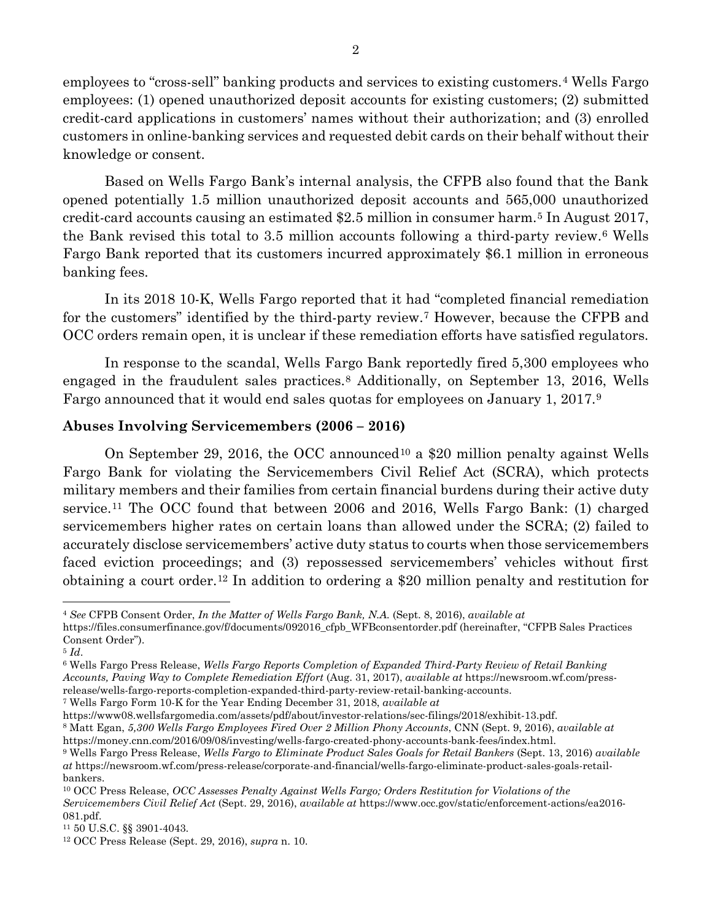employees to "cross-sell" banking products and services to existing customers.[4] Wells Fargo employees: (1) opened unauthorized deposit accounts for existing customers; (2) submitted credit-card applications in customers' names without their authorization; and (3) enrolled customers in online-banking services and requested debit cards on their behalf without their knowledge or consent.

Based on Wells Fargo Bank's internal analysis, the CFPB also found that the Bank opened potentially 1.5 million unauthorized deposit accounts and 565,000 unauthorized credit-card accounts causing an estimated $2.5 million in consumer harm.[5] In August 2017, the Bank revised this total to 3.5 million accounts following a third-party review.[6] Wells Fargo Bank reported that its customers incurred approximately $6.1 million in erroneous banking fees.

In its 2018 10-K, Wells Fargo reported that it had "completed financial remediation for the customers" identified by the third-party review.[7] However, because the CFPB and OCC orders remain open, it is unclear if these remediation efforts have satisfied regulators.

In response to the scandal, Wells Fargo Bank reportedly fired 5,300 employees who engaged in the fraudulent sales practices.[8] Additionally, on September 13, 2016, Wells Fargo announced that it would end sales quotas for employees on January 1, 2017.[9]

**Abuses Involving Servicemembers (2006 – 2016)**

On September 29, 2016, the OCC announced[10] a $20 million penalty against Wells Fargo Bank for violating the Servicemembers Civil Relief Act (SCRA), which protects military members and their families from certain financial burdens during their active duty service.[11] The OCC found that between 2006 and 2016, Wells Fargo Bank: (1) charged servicemembers higher rates on certain loans than allowed under the SCRA; (2) failed to accurately disclose servicemembers' active duty status to courts when those servicemembers faced eviction proceedings; and (3) repossessed servicemembers' vehicles without first obtaining a court order.[12] In addition to ordering a $20 million penalty and restitution for

---

[4] *See* CFPB Consent Order, *In the Matter of Wells Fargo Bank, N.A.* (Sept. 8, 2016), *available at* https://files.consumerfinance.gov/f/documents/092016_cfpb_WFBconsentorder.pdf (hereinafter, "CFPB Sales Practices Consent Order").

[5] *Id*.

[6] Wells Fargo Press Release, *Wells Fargo Reports Completion of Expanded Third-Party Review of Retail Banking Accounts, Paving Way to Complete Remediation Effort* (Aug. 31, 2017), *available at* https://newsroom.wf.com/press-release/wells-fargo-reports-completion-expanded-third-party-review-retail-banking-accounts.

[7] Wells Fargo Form 10-K for the Year Ending December 31, 2018, *available at* https://www08.wellsfargomedia.com/assets/pdf/about/investor-relations/sec-filings/2018/exhibit-13.pdf.

[8] Matt Egan, *5,300 Wells Fargo Employees Fired Over 2 Million Phony Accounts*, CNN (Sept. 9, 2016), *available at* https://money.cnn.com/2016/09/08/investing/wells-fargo-created-phony-accounts-bank-fees/index.html.

[9] Wells Fargo Press Release, *Wells Fargo to Eliminate Product Sales Goals for Retail Bankers* (Sept. 13, 2016) *available at* https://newsroom.wf.com/press-release/corporate-and-financial/wells-fargo-eliminate-product-sales-goals-retail-bankers.

[10] OCC Press Release, *OCC Assesses Penalty Against Wells Fargo; Orders Restitution for Violations of the Servicemembers Civil Relief Act* (Sept. 29, 2016), *available at* https://www.occ.gov/static/enforcement-actions/ea2016-081.pdf.

[11] 50 U.S.C. §§ 3901-4043.

[12] OCC Press Release (Sept. 29, 2016), *supra* n. 10.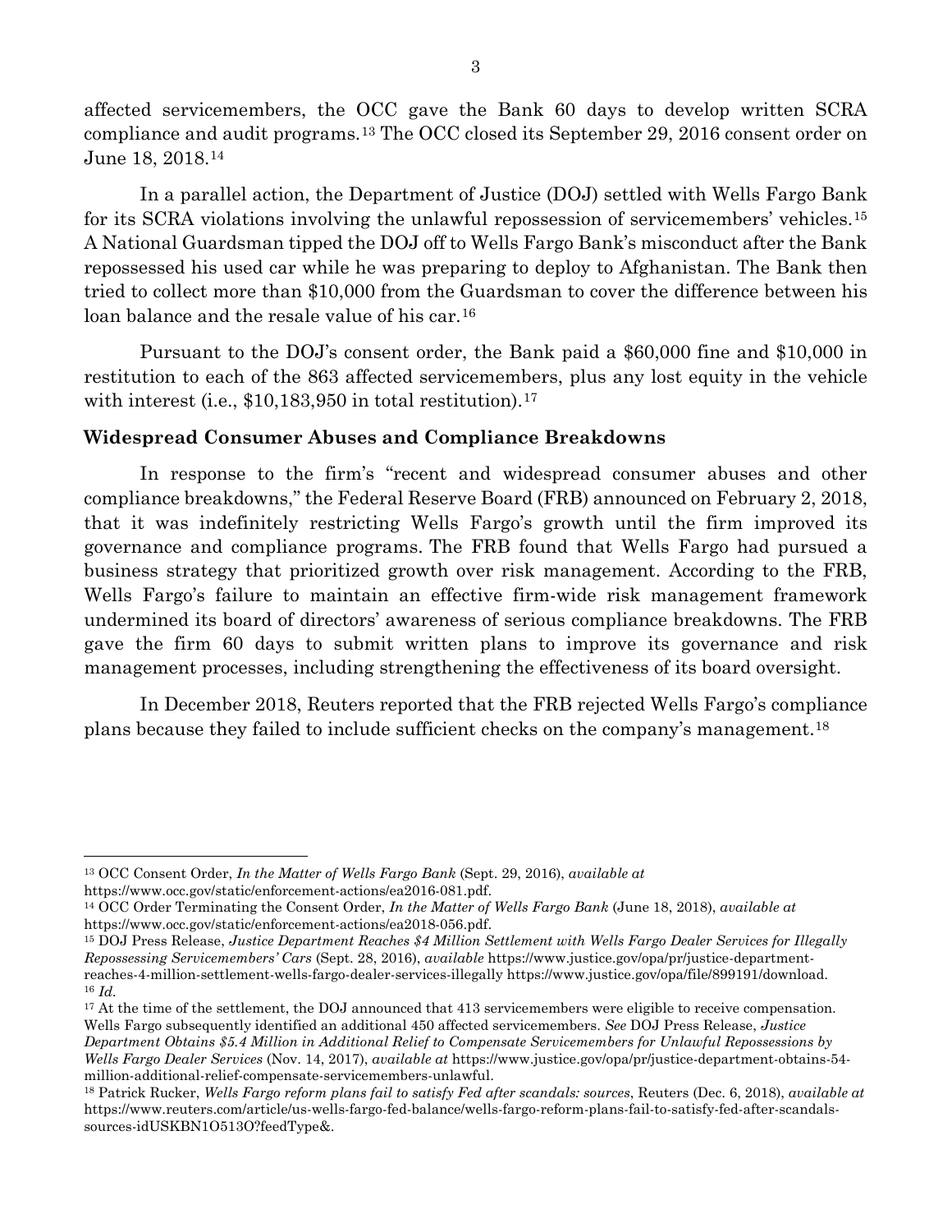affected servicemembers, the OCC gave the Bank 60 days to develop written SCRA compliance and audit programs.[13] The OCC closed its September 29, 2016 consent order on June 18, 2018.[14]

In a parallel action, the Department of Justice (DOJ) settled with Wells Fargo Bank for its SCRA violations involving the unlawful repossession of servicemembers' vehicles.[15] A National Guardsman tipped the DOJ off to Wells Fargo Bank's misconduct after the Bank repossessed his used car while he was preparing to deploy to Afghanistan. The Bank then tried to collect more than $10,000 from the Guardsman to cover the difference between his loan balance and the resale value of his car.[16]

Pursuant to the DOJ's consent order, the Bank paid a $60,000 fine and $10,000 in restitution to each of the 863 affected servicemembers, plus any lost equity in the vehicle with interest (i.e., $10,183,950 in total restitution).[17]

**Widespread Consumer Abuses and Compliance Breakdowns**

In response to the firm's "recent and widespread consumer abuses and other compliance breakdowns," the Federal Reserve Board (FRB) announced on February 2, 2018, that it was indefinitely restricting Wells Fargo's growth until the firm improved its governance and compliance programs. The FRB found that Wells Fargo had pursued a business strategy that prioritized growth over risk management. According to the FRB, Wells Fargo's failure to maintain an effective firm-wide risk management framework undermined its board of directors' awareness of serious compliance breakdowns. The FRB gave the firm 60 days to submit written plans to improve its governance and risk management processes, including strengthening the effectiveness of its board oversight.

In December 2018, Reuters reported that the FRB rejected Wells Fargo's compliance plans because they failed to include sufficient checks on the company's management.[18]

---

[13] OCC Consent Order, *In the Matter of Wells Fargo Bank* (Sept. 29, 2016), *available at* https://www.occ.gov/static/enforcement-actions/ea2016-081.pdf.

[14] OCC Order Terminating the Consent Order, *In the Matter of Wells Fargo Bank* (June 18, 2018), *available at* https://www.occ.gov/static/enforcement-actions/ea2018-056.pdf.

[15] DOJ Press Release, *Justice Department Reaches $4 Million Settlement with Wells Fargo Dealer Services for Illegally Repossessing Servicemembers' Cars* (Sept. 28, 2016), *available* https://www.justice.gov/opa/pr/justice-department-reaches-4-million-settlement-wells-fargo-dealer-services-illegally https://www.justice.gov/opa/file/899191/download.

[16] *Id.*

[17] At the time of the settlement, the DOJ announced that 413 servicemembers were eligible to receive compensation. Wells Fargo subsequently identified an additional 450 affected servicemembers. *See* DOJ Press Release, *Justice Department Obtains $5.4 Million in Additional Relief to Compensate Servicemembers for Unlawful Repossessions by Wells Fargo Dealer Services* (Nov. 14, 2017), *available at* https://www.justice.gov/opa/pr/justice-department-obtains-54-million-additional-relief-compensate-servicemembers-unlawful.

[18] Patrick Rucker, *Wells Fargo reform plans fail to satisfy Fed after scandals: sources*, Reuters (Dec. 6, 2018), *available at* https://www.reuters.com/article/us-wells-fargo-fed-balance/wells-fargo-reform-plans-fail-to-satisfy-fed-after-scandals-sources-idUSKBN1O513O?feedType&.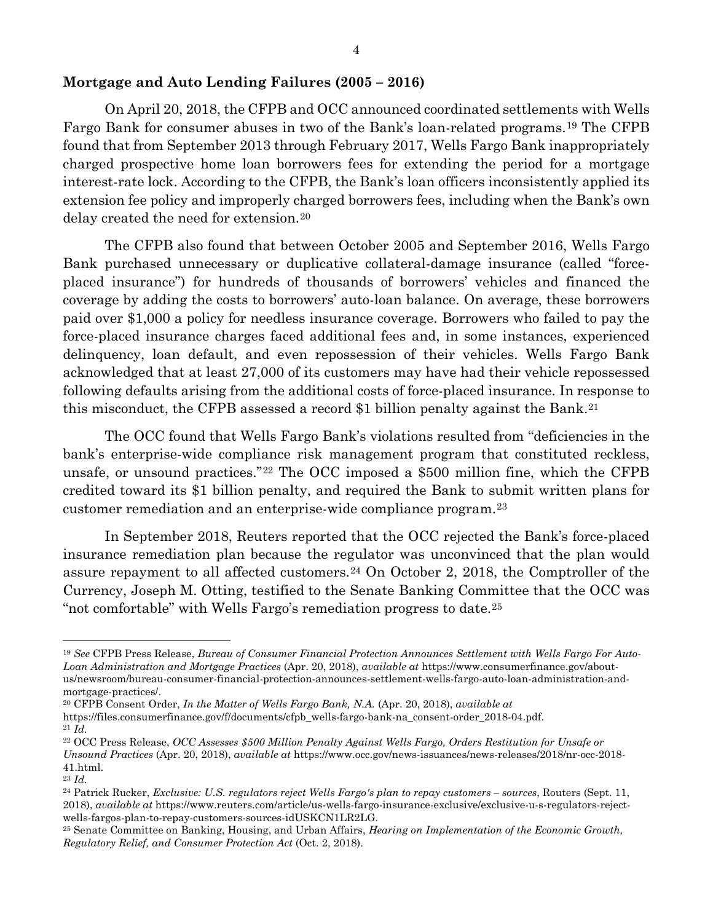**Mortgage and Auto Lending Failures (2005 – 2016)**

On April 20, 2018, the CFPB and OCC announced coordinated settlements with Wells Fargo Bank for consumer abuses in two of the Bank's loan-related programs.[19] The CFPB found that from September 2013 through February 2017, Wells Fargo Bank inappropriately charged prospective home loan borrowers fees for extending the period for a mortgage interest-rate lock. According to the CFPB, the Bank's loan officers inconsistently applied its extension fee policy and improperly charged borrowers fees, including when the Bank's own delay created the need for extension.[20]

The CFPB also found that between October 2005 and September 2016, Wells Fargo Bank purchased unnecessary or duplicative collateral-damage insurance (called "force-placed insurance") for hundreds of thousands of borrowers' vehicles and financed the coverage by adding the costs to borrowers' auto-loan balance. On average, these borrowers paid over $1,000 a policy for needless insurance coverage. Borrowers who failed to pay the force-placed insurance charges faced additional fees and, in some instances, experienced delinquency, loan default, and even repossession of their vehicles. Wells Fargo Bank acknowledged that at least 27,000 of its customers may have had their vehicle repossessed following defaults arising from the additional costs of force-placed insurance. In response to this misconduct, the CFPB assessed a record $1 billion penalty against the Bank.[21]

The OCC found that Wells Fargo Bank's violations resulted from "deficiencies in the bank's enterprise-wide compliance risk management program that constituted reckless, unsafe, or unsound practices."[22] The OCC imposed a $500 million fine, which the CFPB credited toward its $1 billion penalty, and required the Bank to submit written plans for customer remediation and an enterprise-wide compliance program.[23]

In September 2018, Reuters reported that the OCC rejected the Bank's force-placed insurance remediation plan because the regulator was unconvinced that the plan would assure repayment to all affected customers.[24] On October 2, 2018, the Comptroller of the Currency, Joseph M. Otting, testified to the Senate Banking Committee that the OCC was "not comfortable" with Wells Fargo's remediation progress to date.[25]

---

[19] *See* CFPB Press Release, *Bureau of Consumer Financial Protection Announces Settlement with Wells Fargo For Auto-Loan Administration and Mortgage Practices* (Apr. 20, 2018), *available at* https://www.consumerfinance.gov/about-us/newsroom/bureau-consumer-financial-protection-announces-settlement-wells-fargo-auto-loan-administration-and-mortgage-practices/.

[20] CFPB Consent Order, *In the Matter of Wells Fargo Bank, N.A.* (Apr. 20, 2018), *available at* https://files.consumerfinance.gov/f/documents/cfpb_wells-fargo-bank-na_consent-order_2018-04.pdf.

[21] *Id.*

[22] OCC Press Release, *OCC Assesses $500 Million Penalty Against Wells Fargo, Orders Restitution for Unsafe or Unsound Practices* (Apr. 20, 2018), *available at* https://www.occ.gov/news-issuances/news-releases/2018/nr-occ-2018-41.html.

[23] *Id.*

[24] Patrick Rucker, *Exclusive: U.S. regulators reject Wells Fargo's plan to repay customers – sources*, Routers (Sept. 11, 2018), *available at* https://www.reuters.com/article/us-wells-fargo-insurance-exclusive/exclusive-u-s-regulators-reject-wells-fargos-plan-to-repay-customers-sources-idUSKCN1LR2LG.

[25] Senate Committee on Banking, Housing, and Urban Affairs, *Hearing on Implementation of the Economic Growth, Regulatory Relief, and Consumer Protection Act* (Oct. 2, 2018).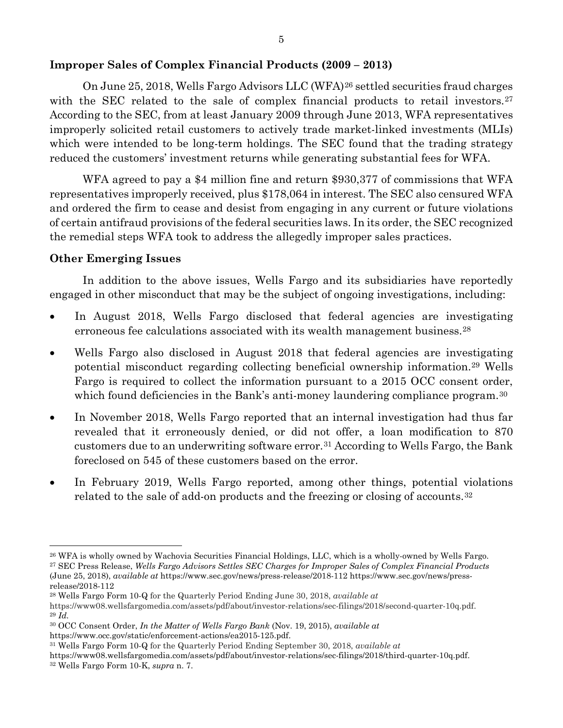### **Improper Sales of Complex Financial Products (2009 – 2013)**

On June 25, 2018, Wells Fargo Advisors LLC (WFA)[26] settled securities fraud charges with the SEC related to the sale of complex financial products to retail investors.[27] According to the SEC, from at least January 2009 through June 2013, WFA representatives improperly solicited retail customers to actively trade market-linked investments (MLIs) which were intended to be long-term holdings. The SEC found that the trading strategy reduced the customers' investment returns while generating substantial fees for WFA.

WFA agreed to pay a $4 million fine and return $930,377 of commissions that WFA representatives improperly received, plus $178,064 in interest. The SEC also censured WFA and ordered the firm to cease and desist from engaging in any current or future violations of certain antifraud provisions of the federal securities laws. In its order, the SEC recognized the remedial steps WFA took to address the allegedly improper sales practices.

### **Other Emerging Issues**

In addition to the above issues, Wells Fargo and its subsidiaries have reportedly engaged in other misconduct that may be the subject of ongoing investigations, including:

- In August 2018, Wells Fargo disclosed that federal agencies are investigating erroneous fee calculations associated with its wealth management business.[28]
- Wells Fargo also disclosed in August 2018 that federal agencies are investigating potential misconduct regarding collecting beneficial ownership information.[29] Wells Fargo is required to collect the information pursuant to a 2015 OCC consent order, which found deficiencies in the Bank's anti-money laundering compliance program.[30]
- In November 2018, Wells Fargo reported that an internal investigation had thus far revealed that it erroneously denied, or did not offer, a loan modification to 870 customers due to an underwriting software error.[31] According to Wells Fargo, the Bank foreclosed on 545 of these customers based on the error.
- In February 2019, Wells Fargo reported, among other things, potential violations related to the sale of add-on products and the freezing or closing of accounts.[32]

---

[26] WFA is wholly owned by Wachovia Securities Financial Holdings, LLC, which is a wholly-owned by Wells Fargo.

[27] SEC Press Release, *Wells Fargo Advisors Settles SEC Charges for Improper Sales of Complex Financial Products* (June 25, 2018), *available at* https://www.sec.gov/news/press-release/2018-112 https://www.sec.gov/news/press-release/2018-112

[28] Wells Fargo Form 10-Q for the Quarterly Period Ending June 30, 2018, *available at* https://www08.wellsfargomedia.com/assets/pdf/about/investor-relations/sec-filings/2018/second-quarter-10q.pdf.

[29] *Id.*

[30] OCC Consent Order, *In the Matter of Wells Fargo Bank* (Nov. 19, 2015), *available at* https://www.occ.gov/static/enforcement-actions/ea2015-125.pdf.

[31] Wells Fargo Form 10-Q for the Quarterly Period Ending September 30, 2018, *available at* https://www08.wellsfargomedia.com/assets/pdf/about/investor-relations/sec-filings/2018/third-quarter-10q.pdf.

[32] Wells Fargo Form 10-K, *supra* n. 7.